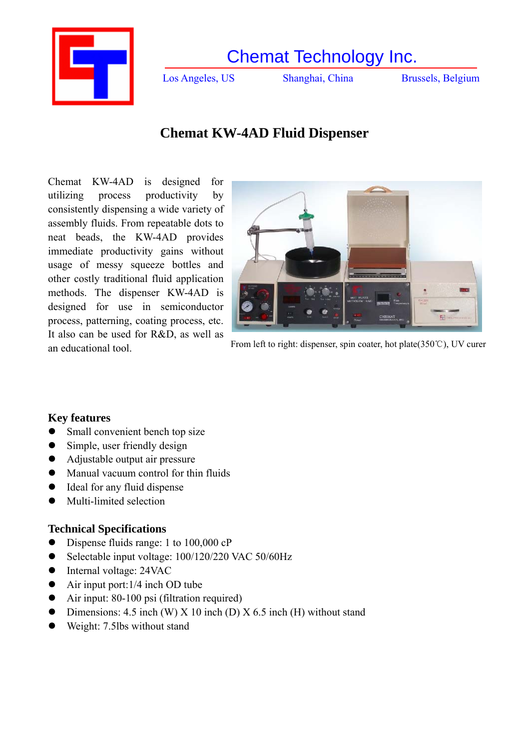# Chemat Technology Inc.

Los Angeles, US Shanghai, China Brussels, Belgium

## Chemat KW-4AD Fluid Dispenser

Chemat KW-4AD is designed for utilizing process productivity by consistently dispensing a wide variety of assembly fluids. From repeatable dots to neat beads, the KW-4AD provides immediate productivity gains without usage of messy squeeze bottles and other costly traditional fluid application methods. The dispenser KW-4AD is designed for use in semiconductor process, patterning, coating process, etc. It also can be used for R&D, as well as an educational tool.

From left to right: dispenser, spin coater, hot plate(350℃), UV curer

### Key features

- Small convenient bench top size
- Simple, user friendly design
- Adjustable output air pressure
- Manual vacuum control for thin fluids
- Ideal for any fluid dispense
- Multi-limited selection

### Technical Specifications

- Dispense fluids range: 1 to 100,000 cP
- Selectable input voltage: 100/120/220 VAC 50/60Hz
- Internal voltage: 24VAC
- Air input port:1/4 inch OD tube
- Air input: 80-100 psi (filtration required)
- Dimensions: 4.5 inch (W) X 10 inch (D) X 6.5 inch (H) without stand
- Weight: 7.5lbs without stand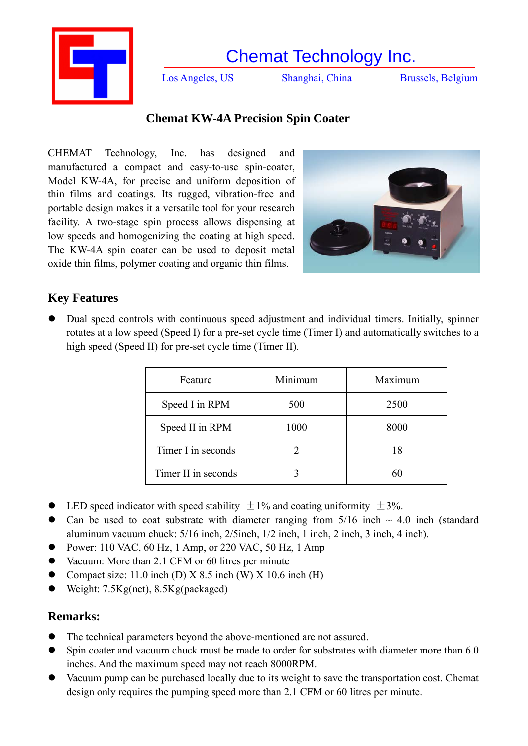# Chemat Technology Inc.

Los Angeles, US    Shanghai, China    Brussels, Belgium

## Chemat KW-4A Precision Spin Coater

CHEMAT Technology, Inc. has designed and manufactured a compact and easy-to-use spin-coater, Model KW-4A, for precise and uniform deposition of thin films and coatings. Its rugged, vibration-free and portable design makes it a versatile tool for your research facility. A two-stage spin process allows dispensing at low speeds and homogenizing the coating at high speed. The KW-4A spin coater can be used to deposit metal oxide thin films, polymer coating and organic thin films.

### Key Features

- Dual speed controls with continuous speed adjustment and individual timers. Initially, spinner rotates at a low speed (Speed I) for a pre-set cycle time (Timer I) and automatically switches to a high speed (Speed II) for pre-set cycle time (Timer II).

| Feature | Minimum | Maximum |
|---|---|---|
| Speed I in RPM | 500 | 2500 |
| Speed II in RPM | 1000 | 8000 |
| Timer I in seconds | 2 | 18 |
| Timer II in seconds | 3 | 60 |

- LED speed indicator with speed stability ±1% and coating uniformity ±3%.
- Can be used to coat substrate with diameter ranging from 5/16 inch ~ 4.0 inch (standard aluminum vacuum chuck: 5/16 inch, 2/5inch, 1/2 inch, 1 inch, 2 inch, 3 inch, 4 inch).
- Power: 110 VAC, 60 Hz, 1 Amp, or 220 VAC, 50 Hz, 1 Amp
- Vacuum: More than 2.1 CFM or 60 litres per minute
- Compact size: 11.0 inch (D) X 8.5 inch (W) X 10.6 inch (H)
- Weight: 7.5Kg(net), 8.5Kg(packaged)

### Remarks:

- The technical parameters beyond the above-mentioned are not assured.
- Spin coater and vacuum chuck must be made to order for substrates with diameter more than 6.0 inches. And the maximum speed may not reach 8000RPM.
- Vacuum pump can be purchased locally due to its weight to save the transportation cost. Chemat design only requires the pumping speed more than 2.1 CFM or 60 litres per minute.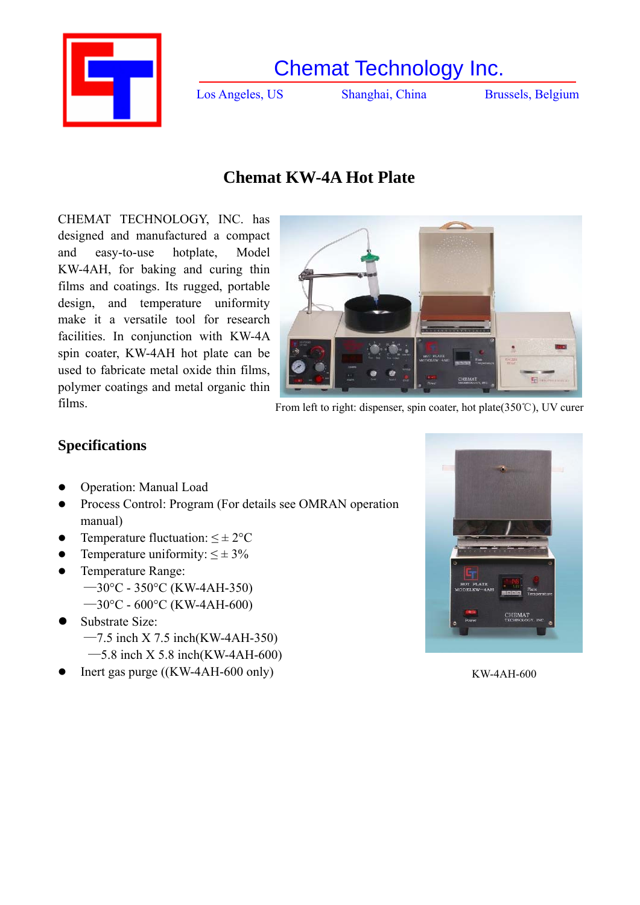Chemat Technology Inc.

Los Angeles, US Shanghai, China Brussels, Belgium

# Chemat KW-4A Hot Plate

CHEMAT TECHNOLOGY, INC. has designed and manufactured a compact and easy-to-use hotplate, Model KW-4AH, for baking and curing thin films and coatings. Its rugged, portable design, and temperature uniformity make it a versatile tool for research facilities. In conjunction with KW-4A spin coater, KW-4AH hot plate can be used to fabricate metal oxide thin films, polymer coatings and metal organic thin films.

From left to right: dispenser, spin coater, hot plate(350℃), UV curer

## Specifications

- Operation: Manual Load
- Process Control: Program (For details see OMRAN operation manual)
- Temperature fluctuation: ≤ ± 2°C
- Temperature uniformity: ≤ ± 3%
- Temperature Range:
  —30°C - 350°C (KW-4AH-350)
  —30°C - 600°C (KW-4AH-600)
- Substrate Size:
  —7.5 inch X 7.5 inch(KW-4AH-350)
  —5.8 inch X 5.8 inch(KW-4AH-600)
- Inert gas purge ((KW-4AH-600 only)

KW-4AH-600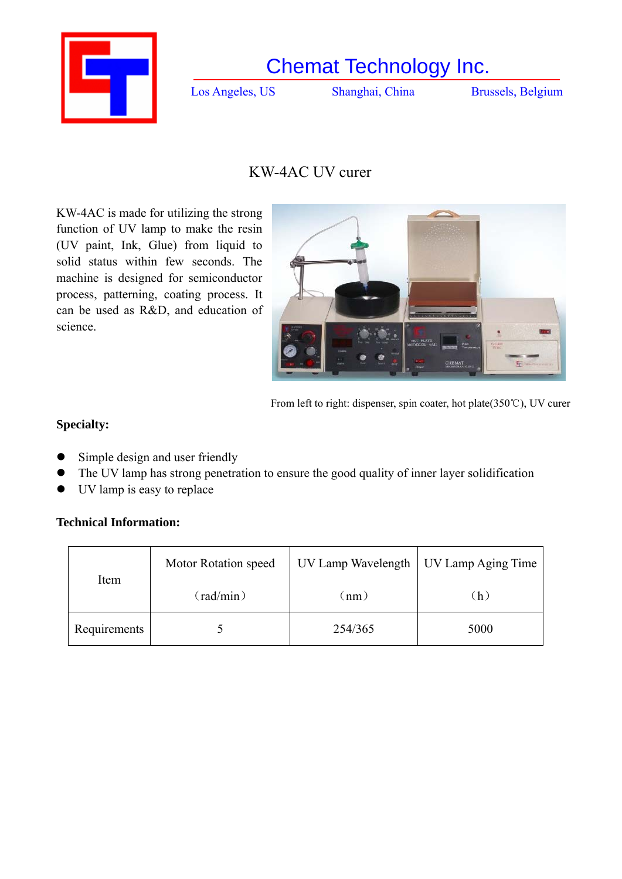# Chemat Technology Inc.

Los Angeles, US　　Shanghai, China　　Brussels, Belgium

## KW-4AC UV curer

KW-4AC is made for utilizing the strong function of UV lamp to make the resin (UV paint, Ink, Glue) from liquid to solid status within few seconds. The machine is designed for semiconductor process, patterning, coating process. It can be used as R&D, and education of science.

From left to right: dispenser, spin coater, hot plate(350℃), UV curer

**Specialty:**

- Simple design and user friendly
- The UV lamp has strong penetration to ensure the good quality of inner layer solidification
- UV lamp is easy to replace

**Technical Information:**

| Item | Motor Rotation speed（rad/min） | UV Lamp Wavelength（nm） | UV Lamp Aging Time（h） |
|---|---|---|---|
| Requirements | 5 | 254/365 | 5000 |